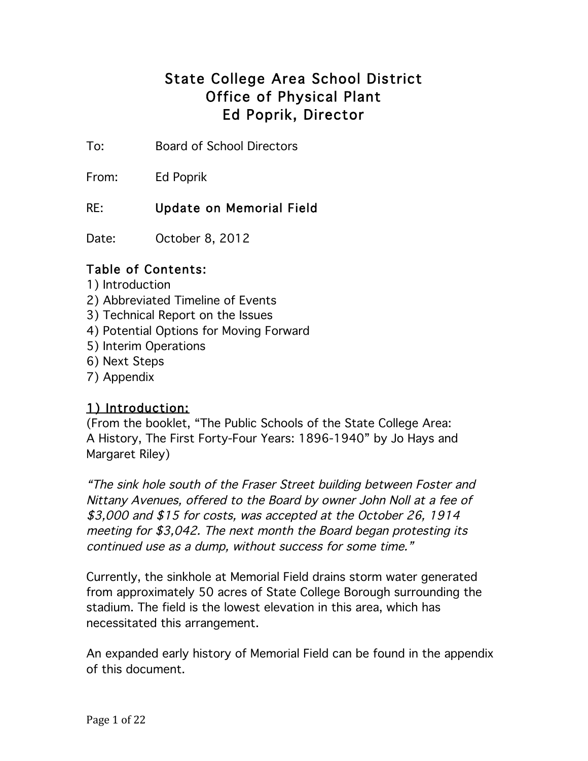# State College Area School District
## Office of Physical Plant
## Ed Poprik, Director

To: Board of School Directors

From: Ed Poprik

RE: **Update on Memorial Field**

Date: October 8, 2012

### Table of Contents:

1) Introduction
2) Abbreviated Timeline of Events
3) Technical Report on the Issues
4) Potential Options for Moving Forward
5) Interim Operations
6) Next Steps
7) Appendix

### 1) Introduction:

(From the booklet, "The Public Schools of the State College Area: A History, The First Forty-Four Years: 1896-1940" by Jo Hays and Margaret Riley)

*"The sink hole south of the Fraser Street building between Foster and Nittany Avenues, offered to the Board by owner John Noll at a fee of $3,000 and $15 for costs, was accepted at the October 26, 1914 meeting for $3,042. The next month the Board began protesting its continued use as a dump, without success for some time."*

Currently, the sinkhole at Memorial Field drains storm water generated from approximately 50 acres of State College Borough surrounding the stadium. The field is the lowest elevation in this area, which has necessitated this arrangement.

An expanded early history of Memorial Field can be found in the appendix of this document.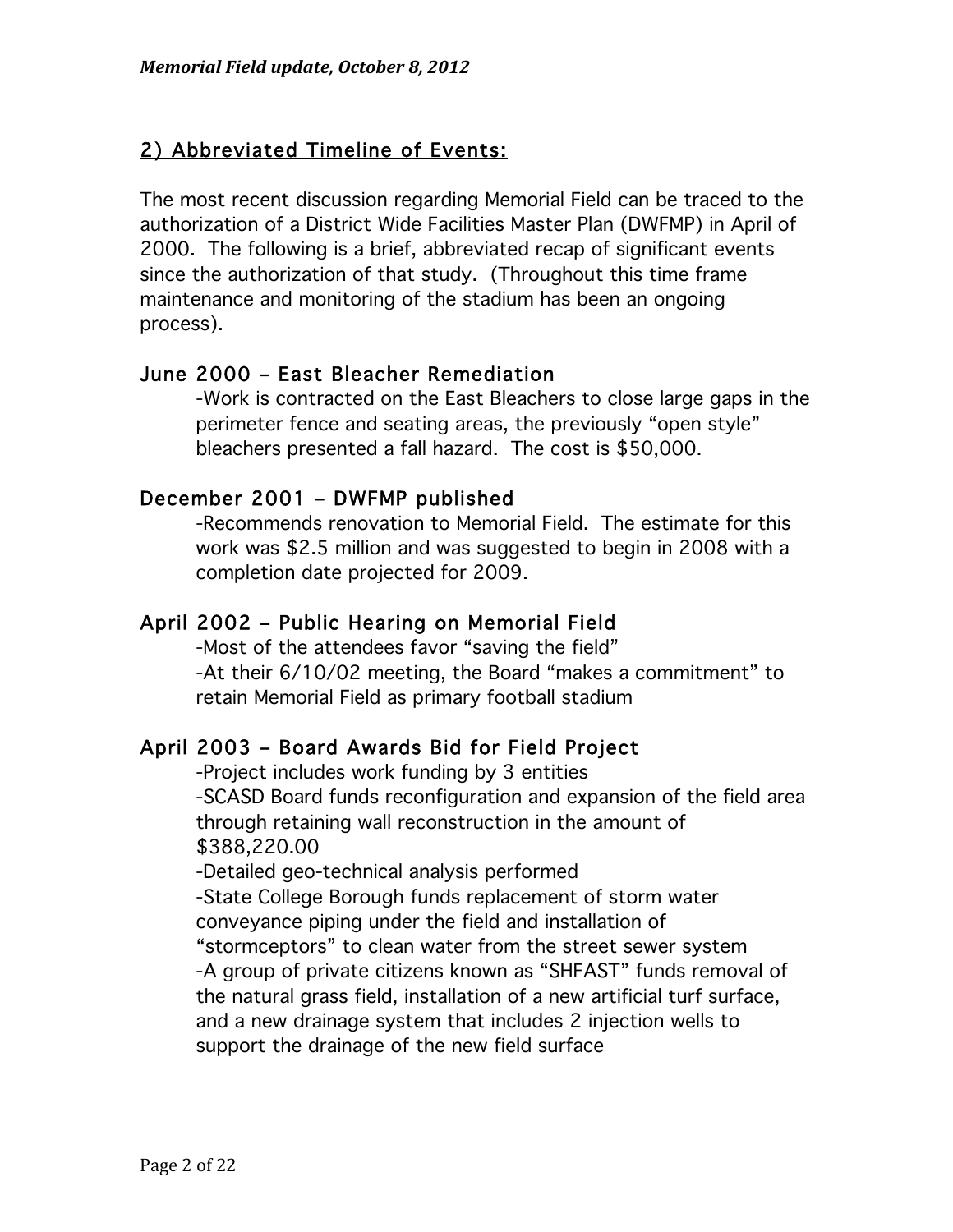## 2) Abbreviated Timeline of Events:

The most recent discussion regarding Memorial Field can be traced to the authorization of a District Wide Facilities Master Plan (DWFMP) in April of 2000. The following is a brief, abbreviated recap of significant events since the authorization of that study. (Throughout this time frame maintenance and monitoring of the stadium has been an ongoing process).

### June 2000 – East Bleacher Remediation

-Work is contracted on the East Bleachers to close large gaps in the perimeter fence and seating areas, the previously "open style" bleachers presented a fall hazard. The cost is $50,000.

### December 2001 – DWFMP published

-Recommends renovation to Memorial Field. The estimate for this work was $2.5 million and was suggested to begin in 2008 with a completion date projected for 2009.

### April 2002 – Public Hearing on Memorial Field

-Most of the attendees favor "saving the field"

-At their 6/10/02 meeting, the Board "makes a commitment" to retain Memorial Field as primary football stadium

### April 2003 – Board Awards Bid for Field Project

-Project includes work funding by 3 entities

-SCASD Board funds reconfiguration and expansion of the field area through retaining wall reconstruction in the amount of $388,220.00

-Detailed geo-technical analysis performed

-State College Borough funds replacement of storm water conveyance piping under the field and installation of "stormceptors" to clean water from the street sewer system

-A group of private citizens known as "SHFAST" funds removal of the natural grass field, installation of a new artificial turf surface, and a new drainage system that includes 2 injection wells to support the drainage of the new field surface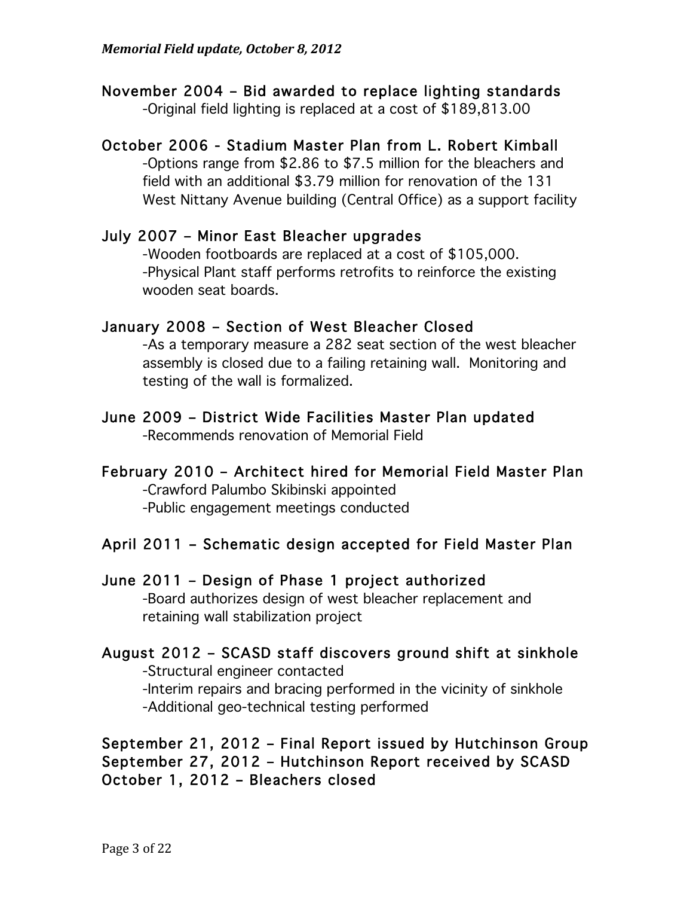*Memorial Field update, October 8, 2012*

**November 2004 – Bid awarded to replace lighting standards**

-Original field lighting is replaced at a cost of $189,813.00

**October 2006 - Stadium Master Plan from L. Robert Kimball**

-Options range from $2.86 to $7.5 million for the bleachers and field with an additional $3.79 million for renovation of the 131 West Nittany Avenue building (Central Office) as a support facility

**July 2007 – Minor East Bleacher upgrades**

-Wooden footboards are replaced at a cost of $105,000.
-Physical Plant staff performs retrofits to reinforce the existing wooden seat boards.

**January 2008 – Section of West Bleacher Closed**

-As a temporary measure a 282 seat section of the west bleacher assembly is closed due to a failing retaining wall. Monitoring and testing of the wall is formalized.

**June 2009 – District Wide Facilities Master Plan updated**

-Recommends renovation of Memorial Field

**February 2010 – Architect hired for Memorial Field Master Plan**

-Crawford Palumbo Skibinski appointed
-Public engagement meetings conducted

**April 2011 – Schematic design accepted for Field Master Plan**

**June 2011 – Design of Phase 1 project authorized**

-Board authorizes design of west bleacher replacement and retaining wall stabilization project

**August 2012 – SCASD staff discovers ground shift at sinkhole**

-Structural engineer contacted
-Interim repairs and bracing performed in the vicinity of sinkhole
-Additional geo-technical testing performed

**September 21, 2012 – Final Report issued by Hutchinson Group**
**September 27, 2012 – Hutchinson Report received by SCASD**
**October 1, 2012 – Bleachers closed**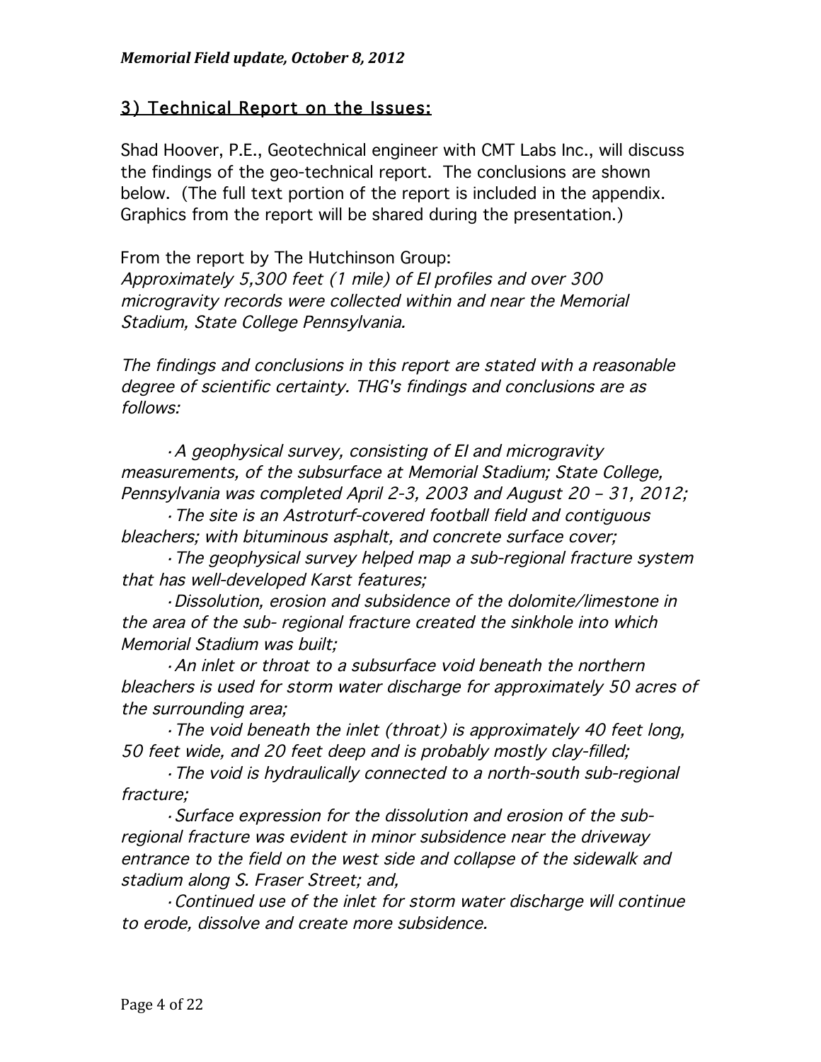## 3) Technical Report on the Issues:

Shad Hoover, P.E., Geotechnical engineer with CMT Labs Inc., will discuss the findings of the geo-technical report. The conclusions are shown below. (The full text portion of the report is included in the appendix. Graphics from the report will be shared during the presentation.)

From the report by The Hutchinson Group:
*Approximately 5,300 feet (1 mile) of EI profiles and over 300 microgravity records were collected within and near the Memorial Stadium, State College Pennsylvania.*

*The findings and conclusions in this report are stated with a reasonable degree of scientific certainty. THG's findings and conclusions are as follows:*

- *A geophysical survey, consisting of EI and microgravity measurements, of the subsurface at Memorial Stadium; State College, Pennsylvania was completed April 2-3, 2003 and August 20 – 31, 2012;*
- *The site is an Astroturf-covered football field and contiguous bleachers; with bituminous asphalt, and concrete surface cover;*
- *The geophysical survey helped map a sub-regional fracture system that has well-developed Karst features;*
- *Dissolution, erosion and subsidence of the dolomite/limestone in the area of the sub- regional fracture created the sinkhole into which Memorial Stadium was built;*
- *An inlet or throat to a subsurface void beneath the northern bleachers is used for storm water discharge for approximately 50 acres of the surrounding area;*
- *The void beneath the inlet (throat) is approximately 40 feet long, 50 feet wide, and 20 feet deep and is probably mostly clay-filled;*
- *The void is hydraulically connected to a north-south sub-regional fracture;*
- *Surface expression for the dissolution and erosion of the sub-regional fracture was evident in minor subsidence near the driveway entrance to the field on the west side and collapse of the sidewalk and stadium along S. Fraser Street; and,*
- *Continued use of the inlet for storm water discharge will continue to erode, dissolve and create more subsidence.*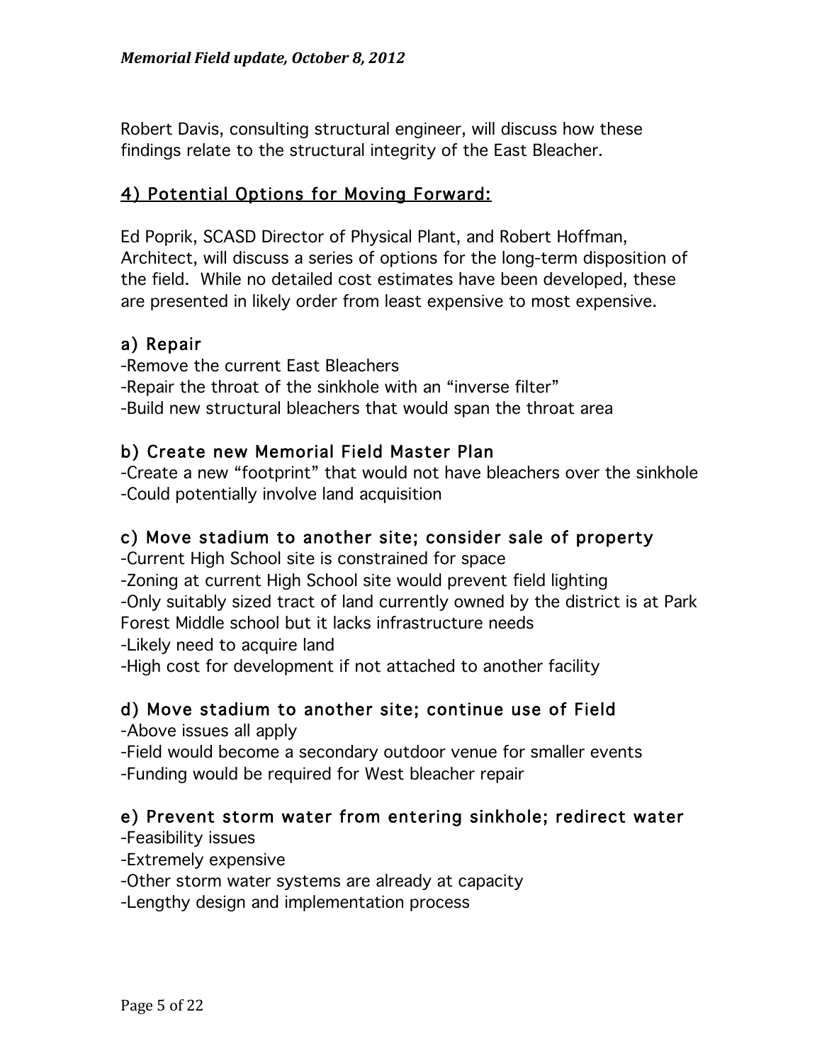Robert Davis, consulting structural engineer, will discuss how these findings relate to the structural integrity of the East Bleacher.

## 4) Potential Options for Moving Forward:

Ed Poprik, SCASD Director of Physical Plant, and Robert Hoffman, Architect, will discuss a series of options for the long-term disposition of the field. While no detailed cost estimates have been developed, these are presented in likely order from least expensive to most expensive.

### a) Repair

-Remove the current East Bleachers
-Repair the throat of the sinkhole with an "inverse filter"
-Build new structural bleachers that would span the throat area

### b) Create new Memorial Field Master Plan

-Create a new "footprint" that would not have bleachers over the sinkhole
-Could potentially involve land acquisition

### c) Move stadium to another site; consider sale of property

-Current High School site is constrained for space
-Zoning at current High School site would prevent field lighting
-Only suitably sized tract of land currently owned by the district is at Park Forest Middle school but it lacks infrastructure needs
-Likely need to acquire land
-High cost for development if not attached to another facility

### d) Move stadium to another site; continue use of Field

-Above issues all apply
-Field would become a secondary outdoor venue for smaller events
-Funding would be required for West bleacher repair

### e) Prevent storm water from entering sinkhole; redirect water

-Feasibility issues
-Extremely expensive
-Other storm water systems are already at capacity
-Lengthy design and implementation process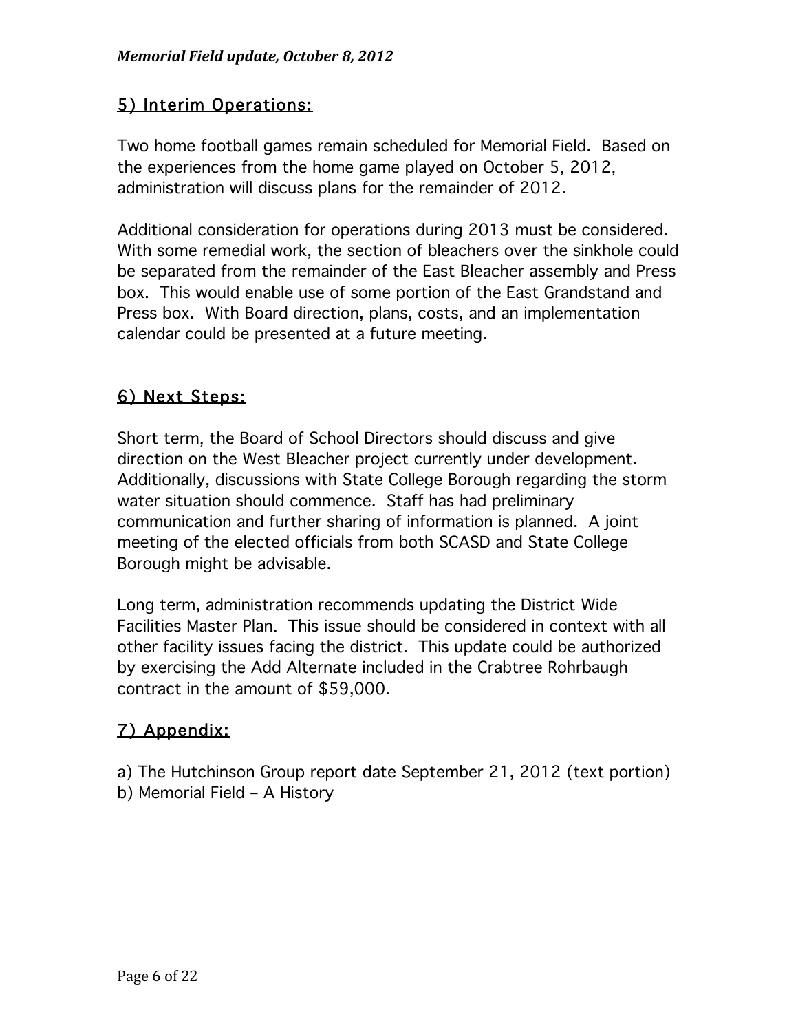## 5) Interim Operations:

Two home football games remain scheduled for Memorial Field. Based on the experiences from the home game played on October 5, 2012, administration will discuss plans for the remainder of 2012.

Additional consideration for operations during 2013 must be considered. With some remedial work, the section of bleachers over the sinkhole could be separated from the remainder of the East Bleacher assembly and Press box. This would enable use of some portion of the East Grandstand and Press box. With Board direction, plans, costs, and an implementation calendar could be presented at a future meeting.

## 6) Next Steps:

Short term, the Board of School Directors should discuss and give direction on the West Bleacher project currently under development. Additionally, discussions with State College Borough regarding the storm water situation should commence. Staff has had preliminary communication and further sharing of information is planned. A joint meeting of the elected officials from both SCASD and State College Borough might be advisable.

Long term, administration recommends updating the District Wide Facilities Master Plan. This issue should be considered in context with all other facility issues facing the district. This update could be authorized by exercising the Add Alternate included in the Crabtree Rohrbaugh contract in the amount of $59,000.

## 7) Appendix:

a) The Hutchinson Group report date September 21, 2012 (text portion)
b) Memorial Field – A History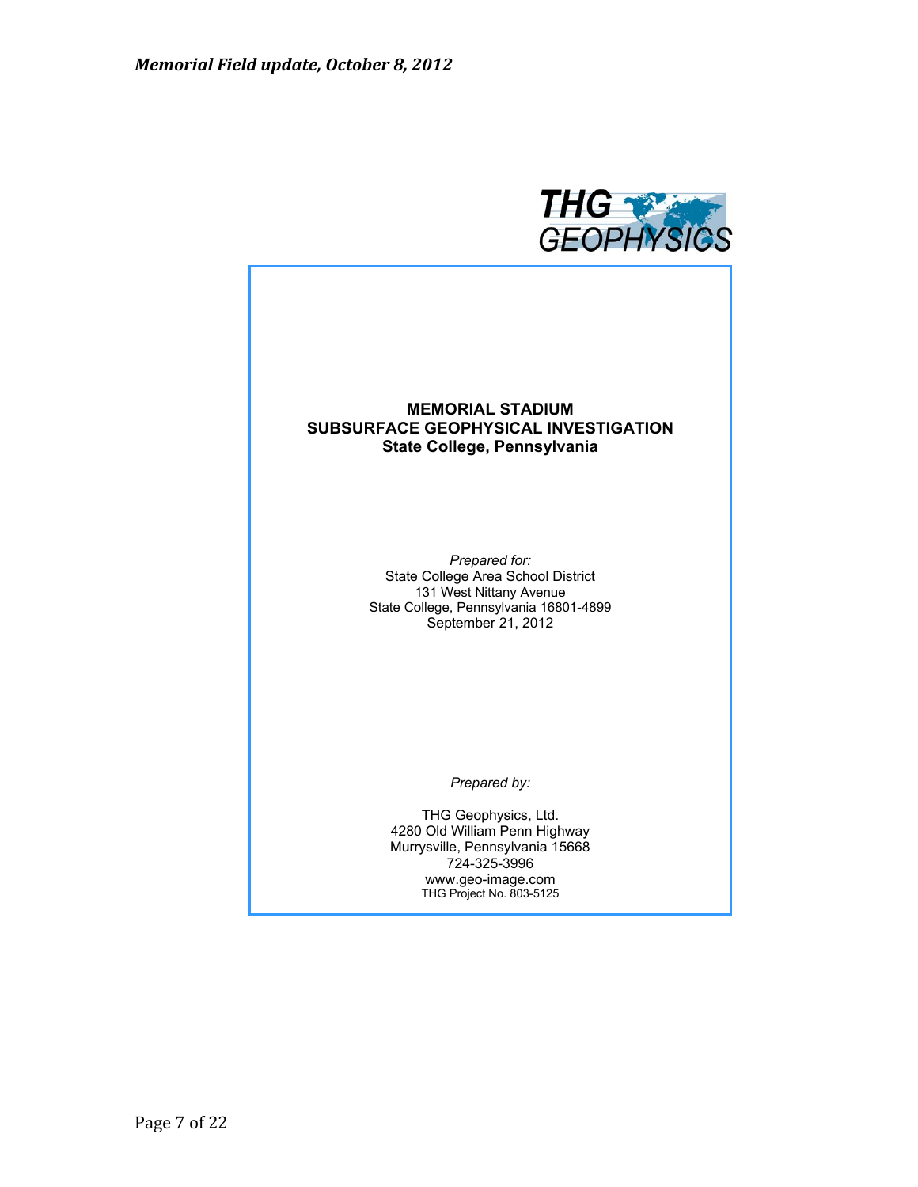THG GEOPHYSICS

**MEMORIAL STADIUM**
**SUBSURFACE GEOPHYSICAL INVESTIGATION**
**State College, Pennsylvania**

*Prepared for:*
State College Area School District
131 West Nittany Avenue
State College, Pennsylvania 16801-4899
September 21, 2012

*Prepared by:*

THG Geophysics, Ltd.
4280 Old William Penn Highway
Murrysville, Pennsylvania 15668
724-325-3996
www.geo-image.com
THG Project No. 803-5125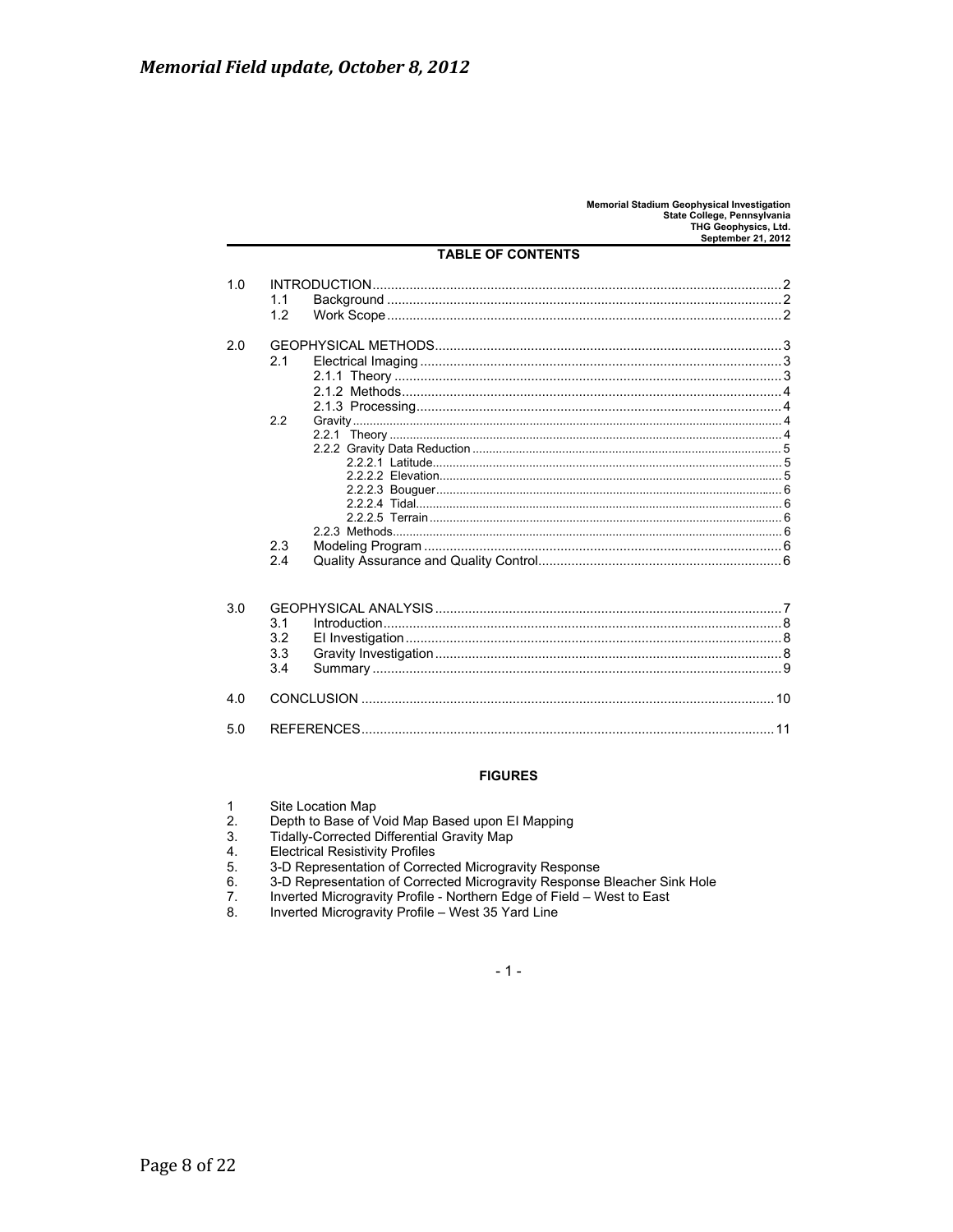*Memorial Field update, October 8, 2012*

Memorial Stadium Geophysical Investigation
State College, Pennsylvania
THG Geophysics, Ltd.
September 21, 2012

**TABLE OF CONTENTS**

1.0 INTRODUCTION .......... 2
- 1.1 Background .......... 2
- 1.2 Work Scope .......... 2

2.0 GEOPHYSICAL METHODS .......... 3
- 2.1 Electrical Imaging .......... 3
  - 2.1.1 Theory .......... 3
  - 2.1.2 Methods .......... 4
  - 2.1.3 Processing .......... 4
- 2.2 Gravity .......... 4
  - 2.2.1 Theory .......... 4
  - 2.2.2 Gravity Data Reduction .......... 5
    - 2.2.2.1 Latitude .......... 5
    - 2.2.2.2 Elevation .......... 5
    - 2.2.2.3 Bouguer .......... 6
    - 2.2.2.4 Tidal .......... 6
    - 2.2.2.5 Terrain .......... 6
  - 2.2.3 Methods .......... 6
- 2.3 Modeling Program .......... 6
- 2.4 Quality Assurance and Quality Control .......... 6

3.0 GEOPHYSICAL ANALYSIS .......... 7
- 3.1 Introduction .......... 8
- 3.2 EI Investigation .......... 8
- 3.3 Gravity Investigation .......... 8
- 3.4 Summary .......... 9

4.0 CONCLUSION .......... 10

5.0 REFERENCES .......... 11

**FIGURES**

1 Site Location Map
2. Depth to Base of Void Map Based upon EI Mapping
3. Tidally-Corrected Differential Gravity Map
4. Electrical Resistivity Profiles
5. 3-D Representation of Corrected Microgravity Response
6. 3-D Representation of Corrected Microgravity Response Bleacher Sink Hole
7. Inverted Microgravity Profile - Northern Edge of Field – West to East
8. Inverted Microgravity Profile – West 35 Yard Line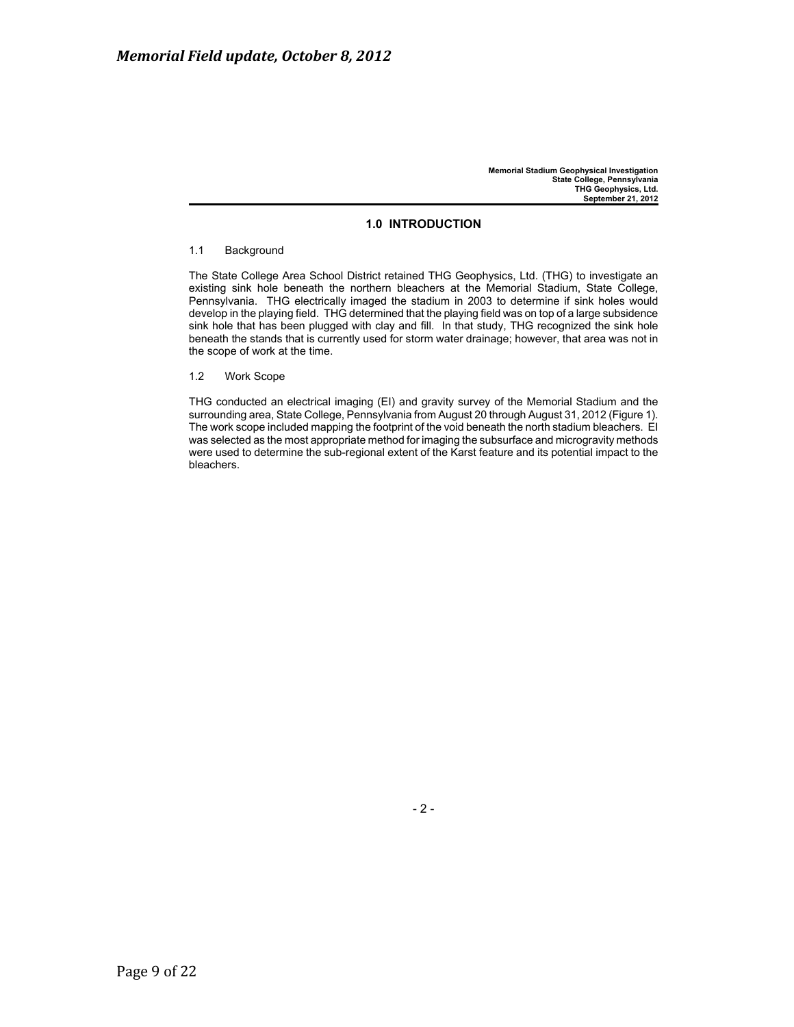## 1.0 INTRODUCTION

### 1.1 Background

The State College Area School District retained THG Geophysics, Ltd. (THG) to investigate an existing sink hole beneath the northern bleachers at the Memorial Stadium, State College, Pennsylvania. THG electrically imaged the stadium in 2003 to determine if sink holes would develop in the playing field. THG determined that the playing field was on top of a large subsidence sink hole that has been plugged with clay and fill. In that study, THG recognized the sink hole beneath the stands that is currently used for storm water drainage; however, that area was not in the scope of work at the time.

### 1.2 Work Scope

THG conducted an electrical imaging (EI) and gravity survey of the Memorial Stadium and the surrounding area, State College, Pennsylvania from August 20 through August 31, 2012 (Figure 1). The work scope included mapping the footprint of the void beneath the north stadium bleachers. EI was selected as the most appropriate method for imaging the subsurface and microgravity methods were used to determine the sub-regional extent of the Karst feature and its potential impact to the bleachers.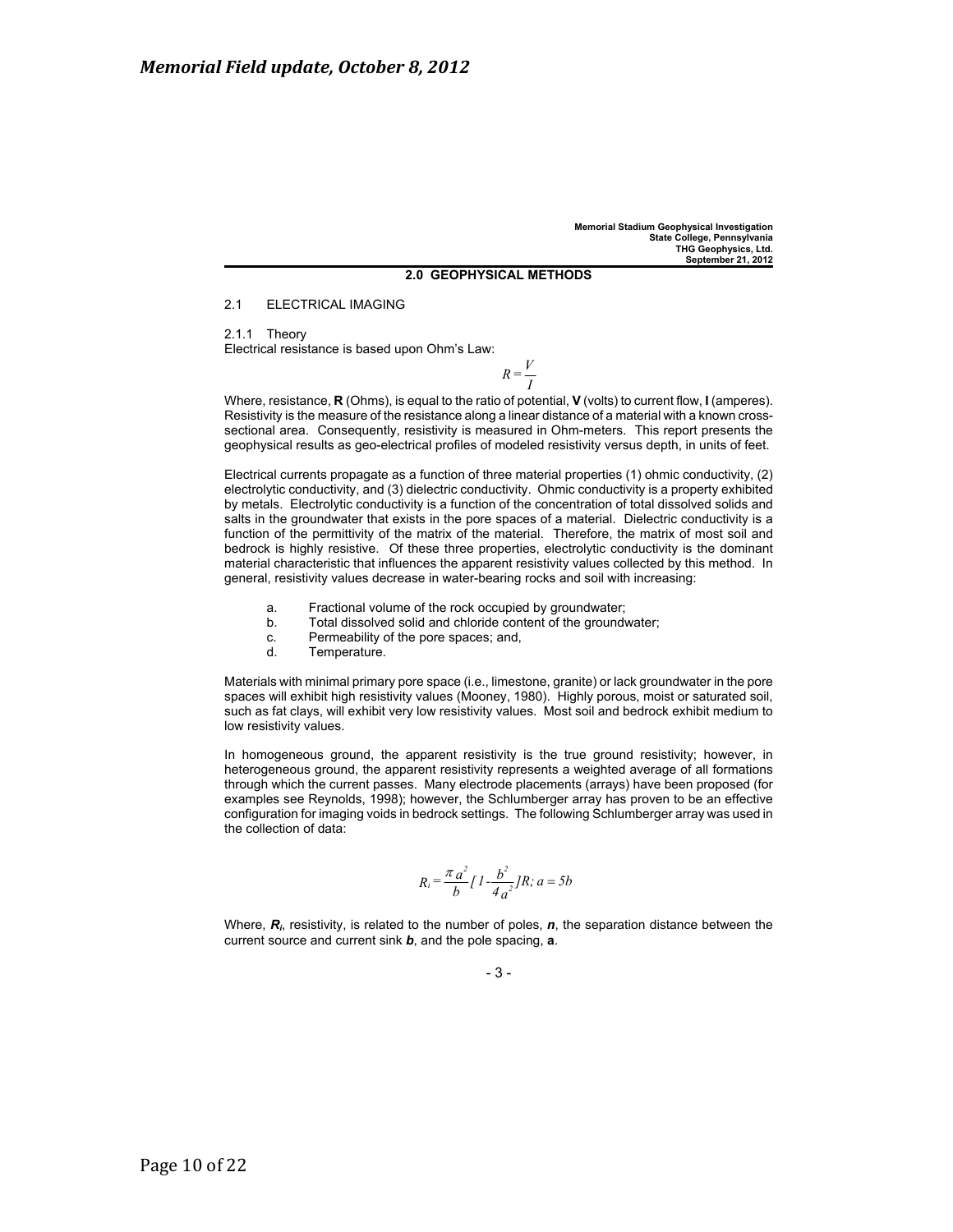*Memorial Field update, October 8, 2012*

**Memorial Stadium Geophysical Investigation**
**State College, Pennsylvania**
**THG Geophysics, Ltd.**
**September 21, 2012**

## 2.0 GEOPHYSICAL METHODS

### 2.1 ELECTRICAL IMAGING

#### 2.1.1 Theory

Electrical resistance is based upon Ohm's Law:

$$R = \frac{V}{I}$$

Where, resistance, **R** (Ohms), is equal to the ratio of potential, **V** (volts) to current flow, **I** (amperes). Resistivity is the measure of the resistance along a linear distance of a material with a known cross-sectional area. Consequently, resistivity is measured in Ohm-meters. This report presents the geophysical results as geo-electrical profiles of modeled resistivity versus depth, in units of feet.

Electrical currents propagate as a function of three material properties (1) ohmic conductivity, (2) electrolytic conductivity, and (3) dielectric conductivity. Ohmic conductivity is a property exhibited by metals. Electrolytic conductivity is a function of the concentration of total dissolved solids and salts in the groundwater that exists in the pore spaces of a material. Dielectric conductivity is a function of the permittivity of the matrix of the material. Therefore, the matrix of most soil and bedrock is highly resistive. Of these three properties, electrolytic conductivity is the dominant material characteristic that influences the apparent resistivity values collected by this method. In general, resistivity values decrease in water-bearing rocks and soil with increasing:

a. Fractional volume of the rock occupied by groundwater;
b. Total dissolved solid and chloride content of the groundwater;
c. Permeability of the pore spaces; and,
d. Temperature.

Materials with minimal primary pore space (i.e., limestone, granite) or lack groundwater in the pore spaces will exhibit high resistivity values (Mooney, 1980). Highly porous, moist or saturated soil, such as fat clays, will exhibit very low resistivity values. Most soil and bedrock exhibit medium to low resistivity values.

In homogeneous ground, the apparent resistivity is the true ground resistivity; however, in heterogeneous ground, the apparent resistivity represents a weighted average of all formations through which the current passes. Many electrode placements (arrays) have been proposed (for examples see Reynolds, 1998); however, the Schlumberger array has proven to be an effective configuration for imaging voids in bedrock settings. The following Schlumberger array was used in the collection of data:

$$R_i = \frac{\pi a^2}{b}\left[1 - \frac{b^2}{4a^2}\right]R;\ a = 5b$$

Where, $R_i$, resistivity, is related to the number of poles, $n$, the separation distance between the current source and current sink $b$, and the pole spacing, **a**.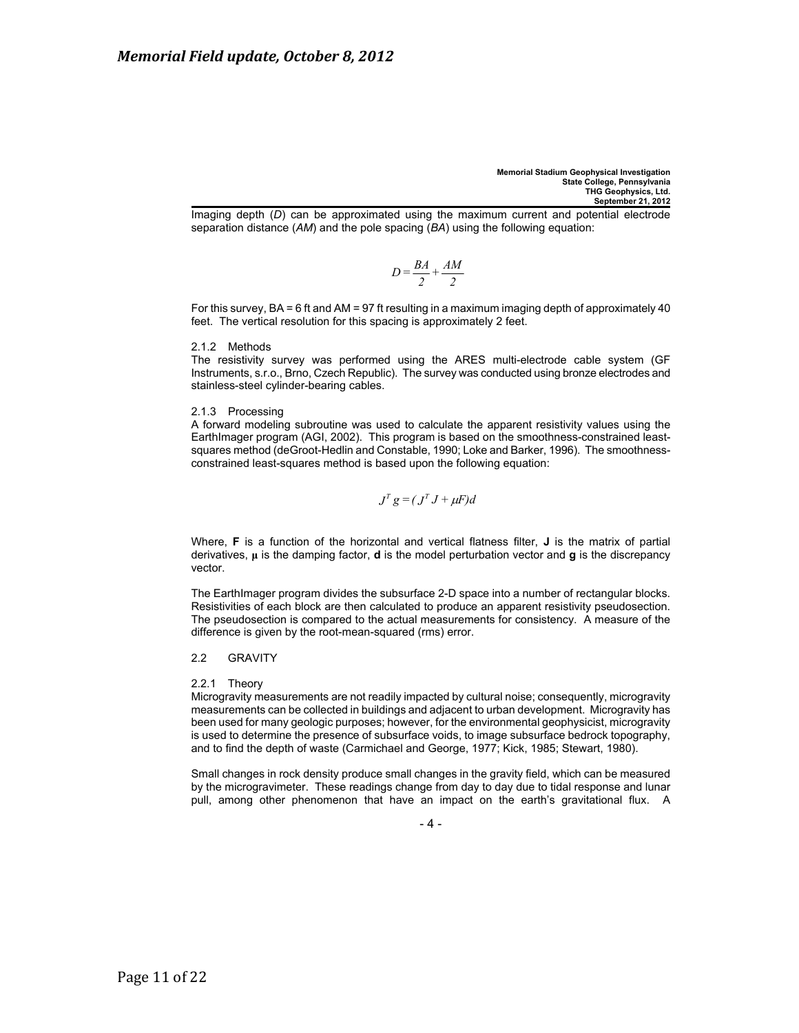Imaging depth ($D$) can be approximated using the maximum current and potential electrode separation distance ($AM$) and the pole spacing ($BA$) using the following equation:

$$D = \frac{BA}{2} + \frac{AM}{2}$$

For this survey, BA = 6 ft and AM = 97 ft resulting in a maximum imaging depth of approximately 40 feet. The vertical resolution for this spacing is approximately 2 feet.

2.1.2 Methods

The resistivity survey was performed using the ARES multi-electrode cable system (GF Instruments, s.r.o., Brno, Czech Republic). The survey was conducted using bronze electrodes and stainless-steel cylinder-bearing cables.

2.1.3 Processing

A forward modeling subroutine was used to calculate the apparent resistivity values using the EarthImager program (AGI, 2002). This program is based on the smoothness-constrained least-squares method (deGroot-Hedlin and Constable, 1990; Loke and Barker, 1996). The smoothness-constrained least-squares method is based upon the following equation:

$$J^T g = (J^T J + \mu F)d$$

Where, **F** is a function of the horizontal and vertical flatness filter, **J** is the matrix of partial derivatives, **μ** is the damping factor, **d** is the model perturbation vector and **g** is the discrepancy vector.

The EarthImager program divides the subsurface 2-D space into a number of rectangular blocks. Resistivities of each block are then calculated to produce an apparent resistivity pseudosection. The pseudosection is compared to the actual measurements for consistency. A measure of the difference is given by the root-mean-squared (rms) error.

2.2 GRAVITY

2.2.1 Theory

Microgravity measurements are not readily impacted by cultural noise; consequently, microgravity measurements can be collected in buildings and adjacent to urban development. Microgravity has been used for many geologic purposes; however, for the environmental geophysicist, microgravity is used to determine the presence of subsurface voids, to image subsurface bedrock topography, and to find the depth of waste (Carmichael and George, 1977; Kick, 1985; Stewart, 1980).

Small changes in rock density produce small changes in the gravity field, which can be measured by the microgravimeter. These readings change from day to day due to tidal response and lunar pull, among other phenomenon that have an impact on the earth's gravitational flux. A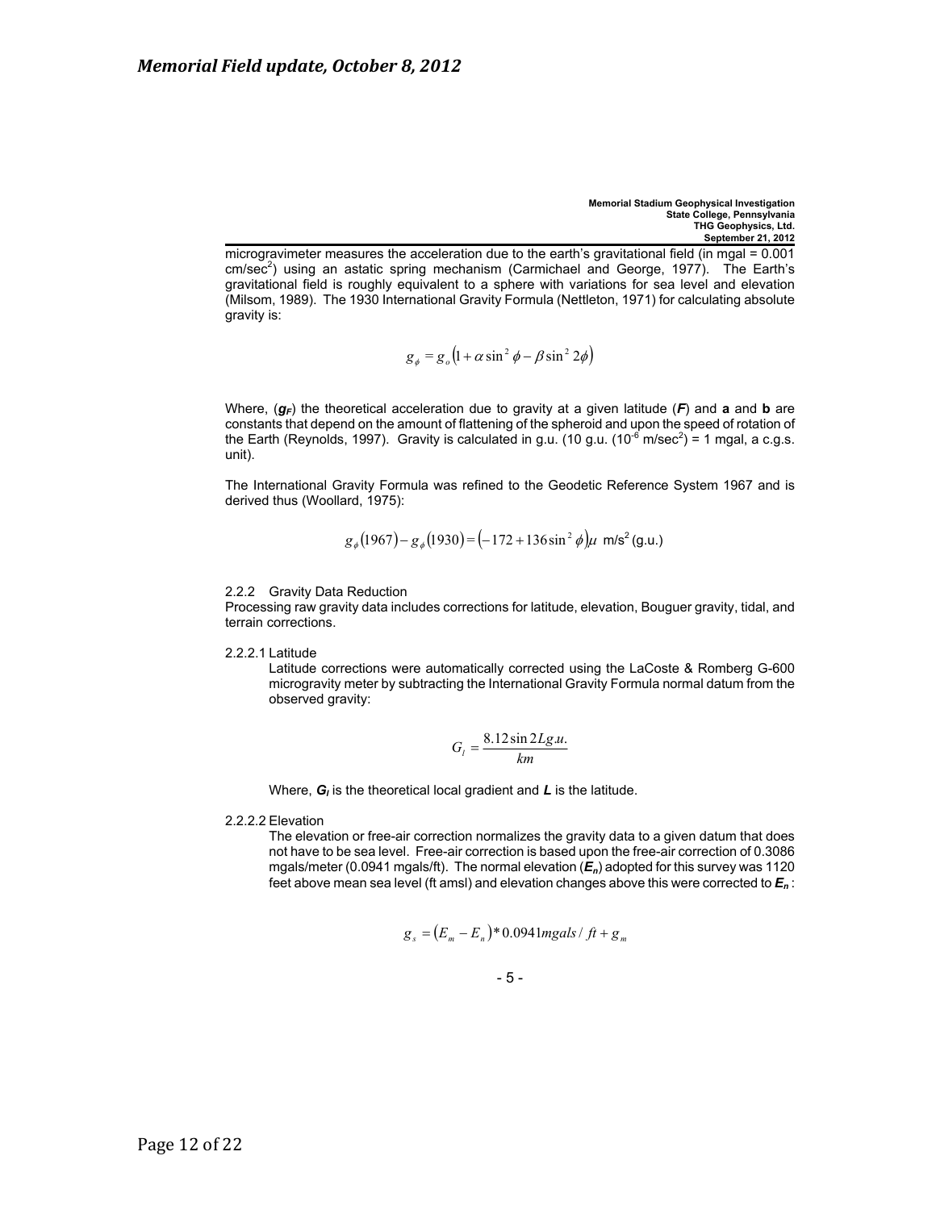# Memorial Field update, October 8, 2012

microgravimeter measures the acceleration due to the earth's gravitational field (in mgal = 0.001 cm/sec$^2$) using an astatic spring mechanism (Carmichael and George, 1977). The Earth's gravitational field is roughly equivalent to a sphere with variations for sea level and elevation (Milsom, 1989). The 1930 International Gravity Formula (Nettleton, 1971) for calculating absolute gravity is:

$$g_\phi = g_o\left(1 + \alpha \sin^2 \phi - \beta \sin^2 2\phi\right)$$

Where, ($g_F$) the theoretical acceleration due to gravity at a given latitude (***F***) and **a** and **b** are constants that depend on the amount of flattening of the spheroid and upon the speed of rotation of the Earth (Reynolds, 1997). Gravity is calculated in g.u. (10 g.u. (10$^{-6}$ m/sec$^2$) = 1 mgal, a c.g.s. unit).

The International Gravity Formula was refined to the Geodetic Reference System 1967 and is derived thus (Woollard, 1975):

$$g_\phi(1967) - g_\phi(1930) = \left(-172 + 136\sin^2 \phi\right)\mu \text{ m/s}^2 \text{ (g.u.)}$$

2.2.2 Gravity Data Reduction

Processing raw gravity data includes corrections for latitude, elevation, Bouguer gravity, tidal, and terrain corrections.

2.2.2.1 Latitude

Latitude corrections were automatically corrected using the LaCoste & Romberg G-600 microgravity meter by subtracting the International Gravity Formula normal datum from the observed gravity:

$$G_l = \frac{8.12 \sin 2L g.u.}{km}$$

Where, $G_l$ is the theoretical local gradient and ***L*** is the latitude.

2.2.2.2 Elevation

The elevation or free-air correction normalizes the gravity data to a given datum that does not have to be sea level. Free-air correction is based upon the free-air correction of 0.3086 mgals/meter (0.0941 mgals/ft). The normal elevation ($E_n$) adopted for this survey was 1120 feet above mean sea level (ft amsl) and elevation changes above this were corrected to $E_n$ :

$$g_s = \left(E_m - E_n\right) * 0.0941 mgals/ft + g_m$$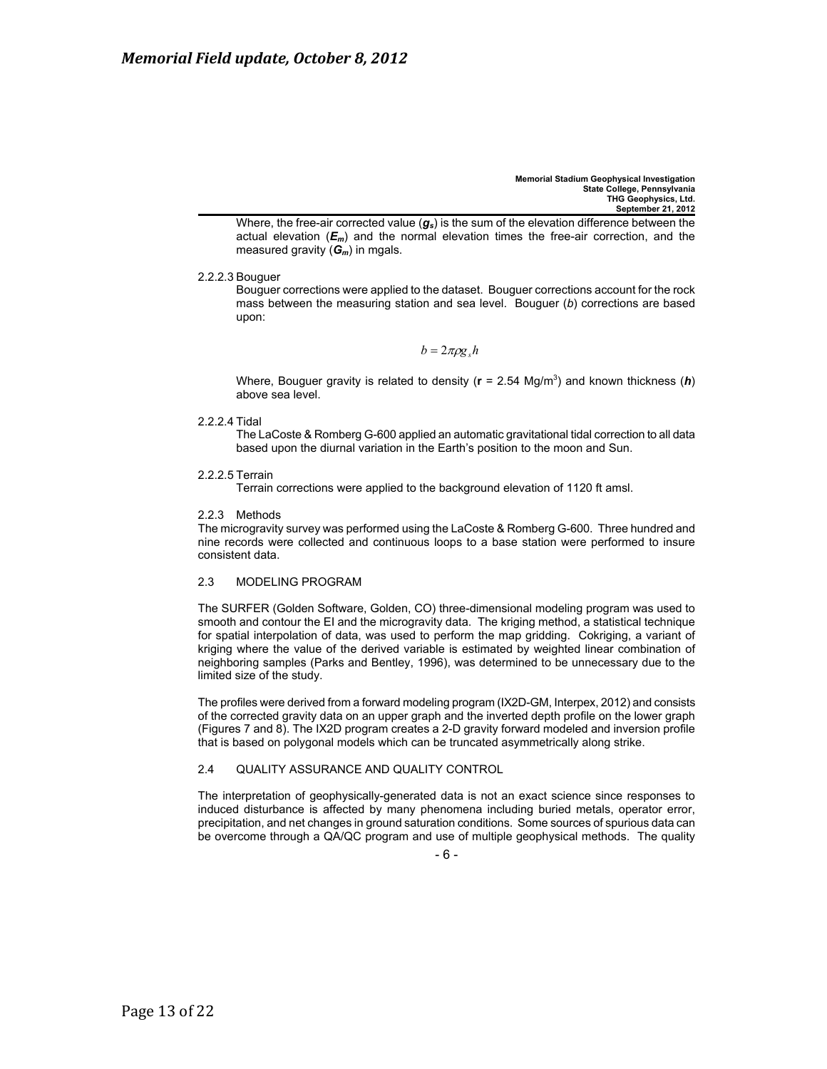Where, the free-air corrected value ($g_s$) is the sum of the elevation difference between the actual elevation ($E_m$) and the normal elevation times the free-air correction, and the measured gravity ($G_m$) in mgals.

2.2.2.3 Bouguer

Bouguer corrections were applied to the dataset. Bouguer corrections account for the rock mass between the measuring station and sea level. Bouguer (*b*) corrections are based upon:

$$b = 2\pi\rho g_s h$$

Where, Bouguer gravity is related to density (**r** = 2.54 Mg/m$^3$) and known thickness (***h***) above sea level.

2.2.2.4 Tidal

The LaCoste & Romberg G-600 applied an automatic gravitational tidal correction to all data based upon the diurnal variation in the Earth's position to the moon and Sun.

2.2.2.5 Terrain

Terrain corrections were applied to the background elevation of 1120 ft amsl.

2.2.3 Methods

The microgravity survey was performed using the LaCoste & Romberg G-600. Three hundred and nine records were collected and continuous loops to a base station were performed to insure consistent data.

## 2.3 MODELING PROGRAM

The SURFER (Golden Software, Golden, CO) three-dimensional modeling program was used to smooth and contour the EI and the microgravity data. The kriging method, a statistical technique for spatial interpolation of data, was used to perform the map gridding. Cokriging, a variant of kriging where the value of the derived variable is estimated by weighted linear combination of neighboring samples (Parks and Bentley, 1996), was determined to be unnecessary due to the limited size of the study.

The profiles were derived from a forward modeling program (IX2D-GM, Interpex, 2012) and consists of the corrected gravity data on an upper graph and the inverted depth profile on the lower graph (Figures 7 and 8). The IX2D program creates a 2-D gravity forward modeled and inversion profile that is based on polygonal models which can be truncated asymmetrically along strike.

## 2.4 QUALITY ASSURANCE AND QUALITY CONTROL

The interpretation of geophysically-generated data is not an exact science since responses to induced disturbance is affected by many phenomena including buried metals, operator error, precipitation, and net changes in ground saturation conditions. Some sources of spurious data can be overcome through a QA/QC program and use of multiple geophysical methods. The quality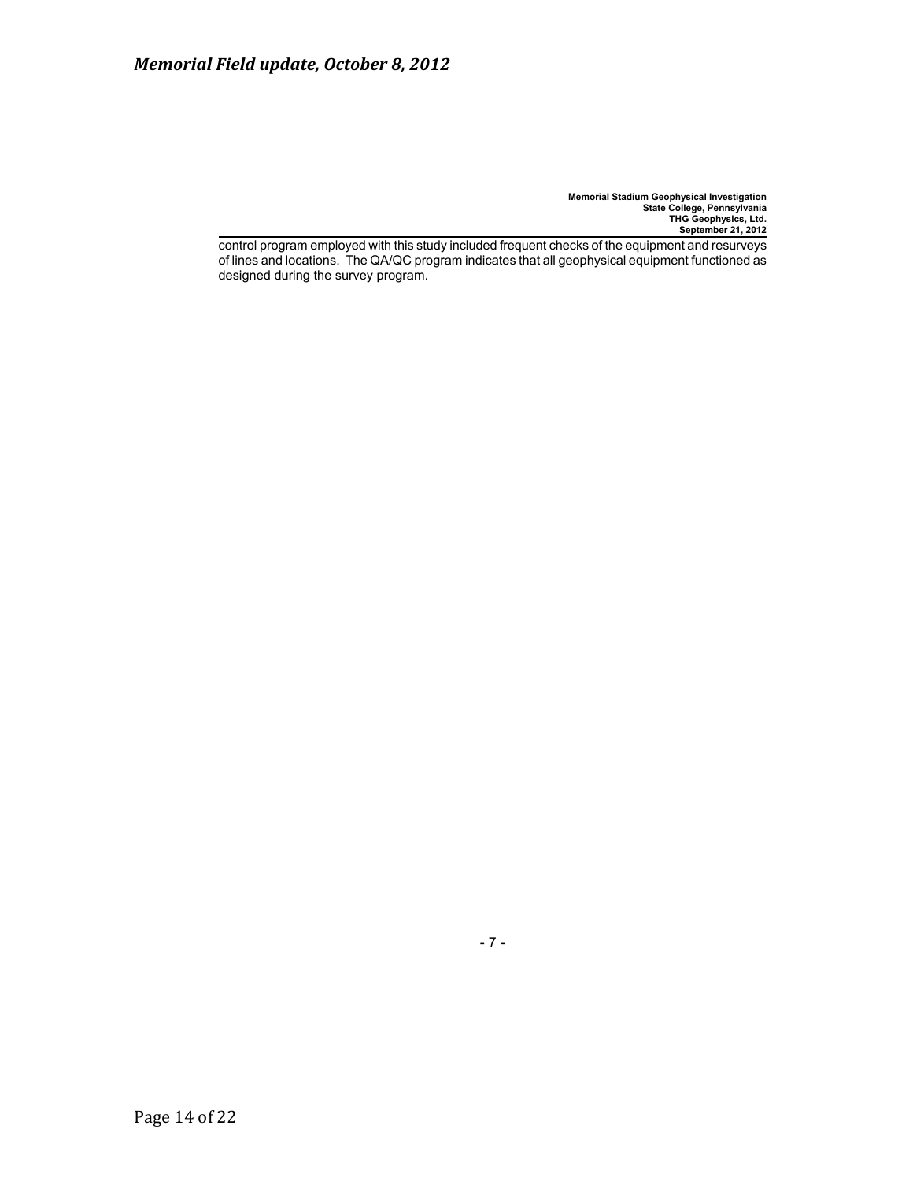control program employed with this study included frequent checks of the equipment and resurveys of lines and locations. The QA/QC program indicates that all geophysical equipment functioned as designed during the survey program.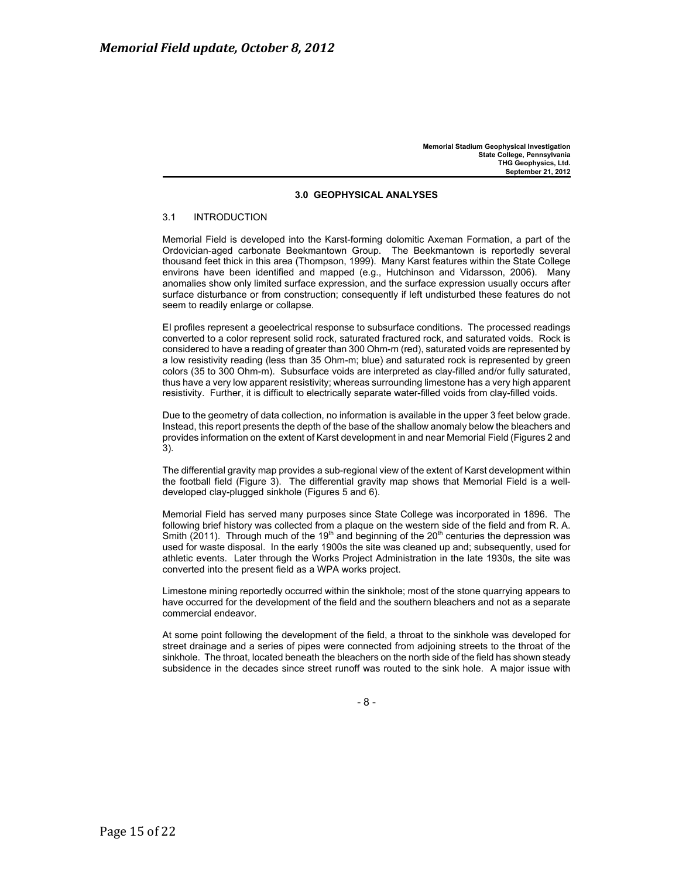## 3.0 GEOPHYSICAL ANALYSES

### 3.1 INTRODUCTION

Memorial Field is developed into the Karst-forming dolomitic Axeman Formation, a part of the Ordovician-aged carbonate Beekmantown Group. The Beekmantown is reportedly several thousand feet thick in this area (Thompson, 1999). Many Karst features within the State College environs have been identified and mapped (e.g., Hutchinson and Vidarsson, 2006). Many anomalies show only limited surface expression, and the surface expression usually occurs after surface disturbance or from construction; consequently if left undisturbed these features do not seem to readily enlarge or collapse.

EI profiles represent a geoelectrical response to subsurface conditions. The processed readings converted to a color represent solid rock, saturated fractured rock, and saturated voids. Rock is considered to have a reading of greater than 300 Ohm-m (red), saturated voids are represented by a low resistivity reading (less than 35 Ohm-m; blue) and saturated rock is represented by green colors (35 to 300 Ohm-m). Subsurface voids are interpreted as clay-filled and/or fully saturated, thus have a very low apparent resistivity; whereas surrounding limestone has a very high apparent resistivity. Further, it is difficult to electrically separate water-filled voids from clay-filled voids.

Due to the geometry of data collection, no information is available in the upper 3 feet below grade. Instead, this report presents the depth of the base of the shallow anomaly below the bleachers and provides information on the extent of Karst development in and near Memorial Field (Figures 2 and 3).

The differential gravity map provides a sub-regional view of the extent of Karst development within the football field (Figure 3). The differential gravity map shows that Memorial Field is a well-developed clay-plugged sinkhole (Figures 5 and 6).

Memorial Field has served many purposes since State College was incorporated in 1896. The following brief history was collected from a plaque on the western side of the field and from R. A. Smith (2011). Through much of the 19th and beginning of the 20th centuries the depression was used for waste disposal. In the early 1900s the site was cleaned up and; subsequently, used for athletic events. Later through the Works Project Administration in the late 1930s, the site was converted into the present field as a WPA works project.

Limestone mining reportedly occurred within the sinkhole; most of the stone quarrying appears to have occurred for the development of the field and the southern bleachers and not as a separate commercial endeavor.

At some point following the development of the field, a throat to the sinkhole was developed for street drainage and a series of pipes were connected from adjoining streets to the throat of the sinkhole. The throat, located beneath the bleachers on the north side of the field has shown steady subsidence in the decades since street runoff was routed to the sink hole. A major issue with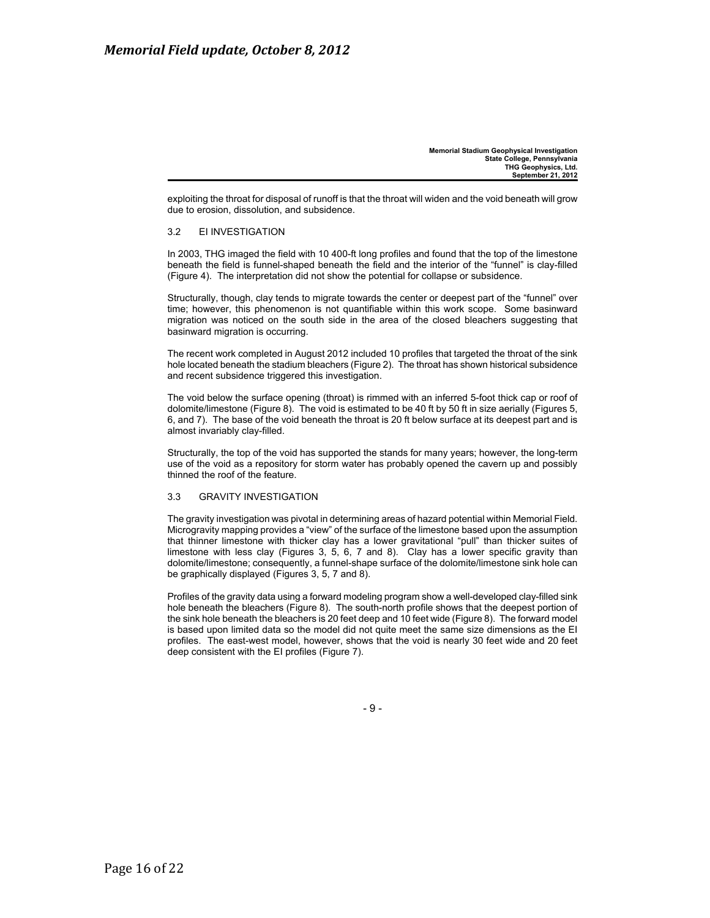exploiting the throat for disposal of runoff is that the throat will widen and the void beneath will grow due to erosion, dissolution, and subsidence.

### 3.2 EI INVESTIGATION

In 2003, THG imaged the field with 10 400-ft long profiles and found that the top of the limestone beneath the field is funnel-shaped beneath the field and the interior of the "funnel" is clay-filled (Figure 4). The interpretation did not show the potential for collapse or subsidence.

Structurally, though, clay tends to migrate towards the center or deepest part of the "funnel" over time; however, this phenomenon is not quantifiable within this work scope. Some basinward migration was noticed on the south side in the area of the closed bleachers suggesting that basinward migration is occurring.

The recent work completed in August 2012 included 10 profiles that targeted the throat of the sink hole located beneath the stadium bleachers (Figure 2). The throat has shown historical subsidence and recent subsidence triggered this investigation.

The void below the surface opening (throat) is rimmed with an inferred 5-foot thick cap or roof of dolomite/limestone (Figure 8). The void is estimated to be 40 ft by 50 ft in size aerially (Figures 5, 6, and 7). The base of the void beneath the throat is 20 ft below surface at its deepest part and is almost invariably clay-filled.

Structurally, the top of the void has supported the stands for many years; however, the long-term use of the void as a repository for storm water has probably opened the cavern up and possibly thinned the roof of the feature.

### 3.3 GRAVITY INVESTIGATION

The gravity investigation was pivotal in determining areas of hazard potential within Memorial Field. Microgravity mapping provides a "view" of the surface of the limestone based upon the assumption that thinner limestone with thicker clay has a lower gravitational "pull" than thicker suites of limestone with less clay (Figures 3, 5, 6, 7 and 8). Clay has a lower specific gravity than dolomite/limestone; consequently, a funnel-shape surface of the dolomite/limestone sink hole can be graphically displayed (Figures 3, 5, 7 and 8).

Profiles of the gravity data using a forward modeling program show a well-developed clay-filled sink hole beneath the bleachers (Figure 8). The south-north profile shows that the deepest portion of the sink hole beneath the bleachers is 20 feet deep and 10 feet wide (Figure 8). The forward model is based upon limited data so the model did not quite meet the same size dimensions as the EI profiles. The east-west model, however, shows that the void is nearly 30 feet wide and 20 feet deep consistent with the EI profiles (Figure 7).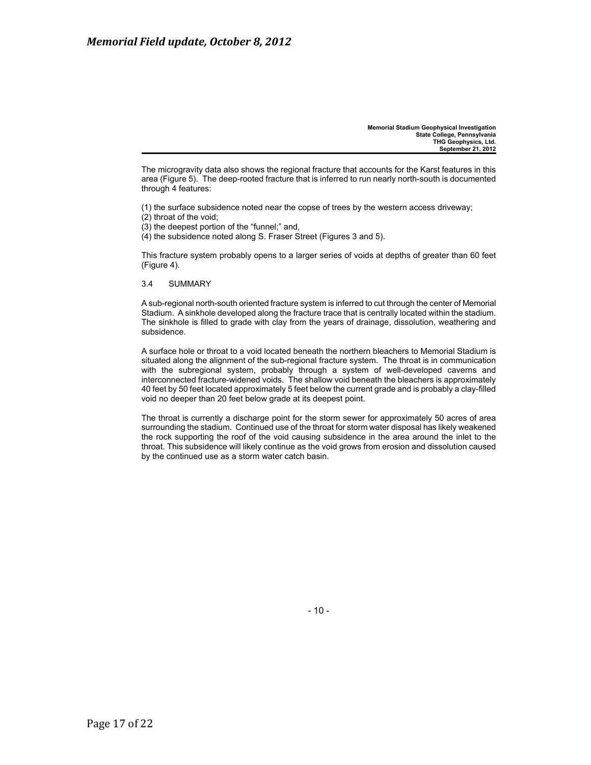The microgravity data also shows the regional fracture that accounts for the Karst features in this area (Figure 5). The deep-rooted fracture that is inferred to run nearly north-south is documented through 4 features:

(1) the surface subsidence noted near the copse of trees by the western access driveway;
(2) throat of the void;
(3) the deepest portion of the "funnel;" and,
(4) the subsidence noted along S. Fraser Street (Figures 3 and 5).

This fracture system probably opens to a larger series of voids at depths of greater than 60 feet (Figure 4).

### 3.4 SUMMARY

A sub-regional north-south oriented fracture system is inferred to cut through the center of Memorial Stadium. A sinkhole developed along the fracture trace that is centrally located within the stadium. The sinkhole is filled to grade with clay from the years of drainage, dissolution, weathering and subsidence.

A surface hole or throat to a void located beneath the northern bleachers to Memorial Stadium is situated along the alignment of the sub-regional fracture system. The throat is in communication with the subregional system, probably through a system of well-developed caverns and interconnected fracture-widened voids. The shallow void beneath the bleachers is approximately 40 feet by 50 feet located approximately 5 feet below the current grade and is probably a clay-filled void no deeper than 20 feet below grade at its deepest point.

The throat is currently a discharge point for the storm sewer for approximately 50 acres of area surrounding the stadium. Continued use of the throat for storm water disposal has likely weakened the rock supporting the roof of the void causing subsidence in the area around the inlet to the throat. This subsidence will likely continue as the void grows from erosion and dissolution caused by the continued use as a storm water catch basin.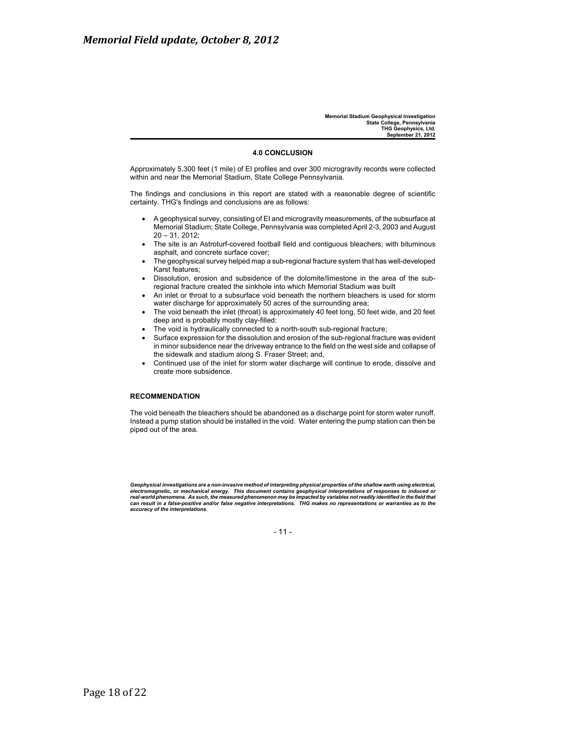# Memorial Field update, October 8, 2012

**Memorial Stadium Geophysical Investigation**
**State College, Pennsylvania**
**THG Geophysics, Ltd.**
**September 21, 2012**

## 4.0 CONCLUSION

Approximately 5,300 feet (1 mile) of EI profiles and over 300 microgravity records were collected within and near the Memorial Stadium, State College Pennsylvania.

The findings and conclusions in this report are stated with a reasonable degree of scientific certainty. THG's findings and conclusions are as follows:

- A geophysical survey, consisting of EI and microgravity measurements, of the subsurface at Memorial Stadium; State College, Pennsylvania was completed April 2-3, 2003 and August 20 – 31, 2012;
- The site is an Astroturf-covered football field and contiguous bleachers; with bituminous asphalt, and concrete surface cover;
- The geophysical survey helped map a sub-regional fracture system that has well-developed Karst features;
- Dissolution, erosion and subsidence of the dolomite/limestone in the area of the sub-regional fracture created the sinkhole into which Memorial Stadium was built
- An inlet or throat to a subsurface void beneath the northern bleachers is used for storm water discharge for approximately 50 acres of the surrounding area;
- The void beneath the inlet (throat) is approximately 40 feet long, 50 feet wide, and 20 feet deep and is probably mostly clay-filled:
- The void is hydraulically connected to a north-south sub-regional fracture;
- Surface expression for the dissolution and erosion of the sub-regional fracture was evident in minor subsidence near the driveway entrance to the field on the west side and collapse of the sidewalk and stadium along S. Fraser Street; and,
- Continued use of the inlet for storm water discharge will continue to erode, dissolve and create more subsidence.

**RECOMMENDATION**

The void beneath the bleachers should be abandoned as a discharge point for storm water runoff. Instead a pump station should be installed in the void. Water entering the pump station can then be piped out of the area.

***Geophysical investigations are a non-invasive method of interpreting physical properties of the shallow earth using electrical, electromagnetic, or mechanical energy. This document contains geophysical interpretations of responses to induced or real-world phenomena. As such, the measured phenomenon may be impacted by variables not readily identified in the field that can result in a false-positive and/or false negative interpretations. THG makes no representations or warranties as to the accuracy of the interpretations.***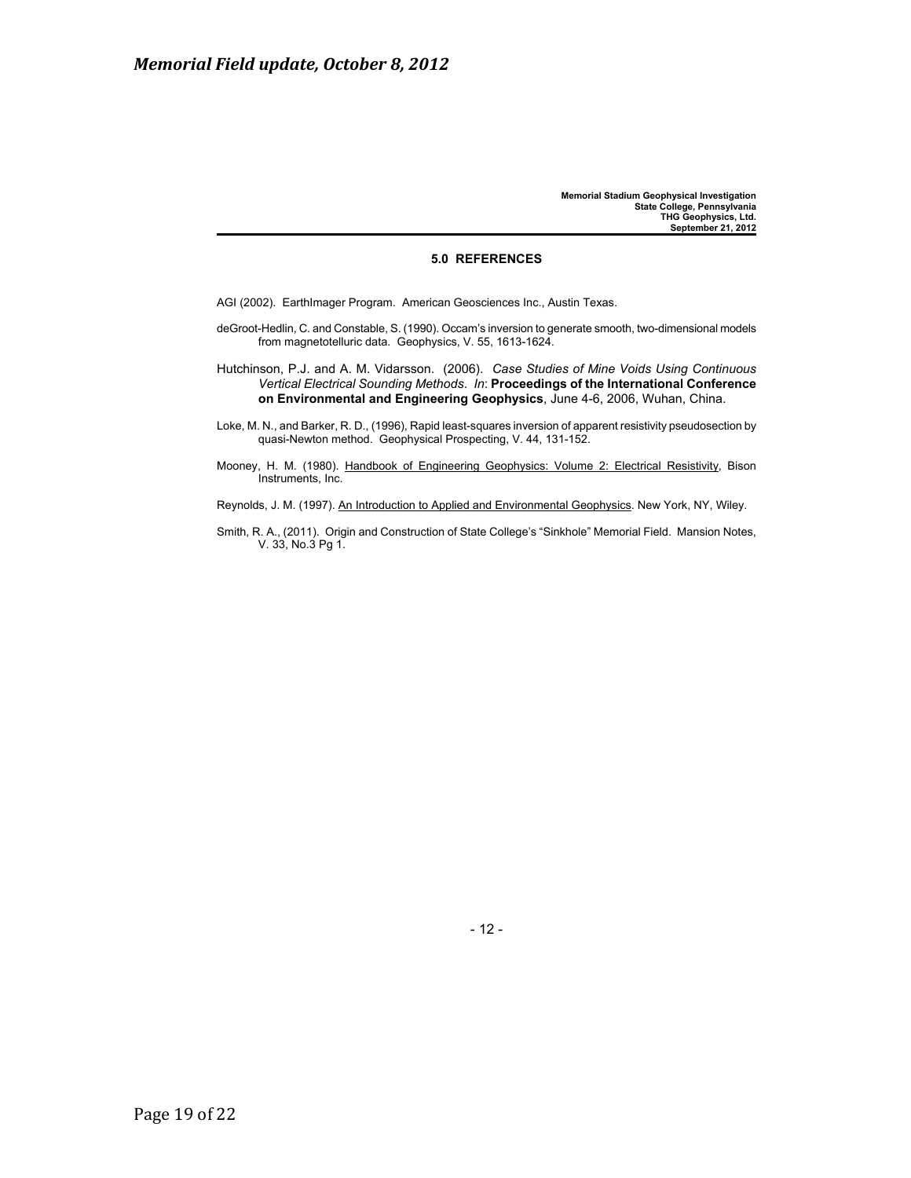## 5.0 REFERENCES

AGI (2002). EarthImager Program. American Geosciences Inc., Austin Texas.

deGroot-Hedlin, C. and Constable, S. (1990). Occam's inversion to generate smooth, two-dimensional models from magnetotelluric data. Geophysics, V. 55, 1613-1624.

Hutchinson, P.J. and A. M. Vidarsson. (2006). *Case Studies of Mine Voids Using Continuous Vertical Electrical Sounding Methods*. *In*: **Proceedings of the International Conference on Environmental and Engineering Geophysics**, June 4-6, 2006, Wuhan, China.

Loke, M. N., and Barker, R. D., (1996), Rapid least-squares inversion of apparent resistivity pseudosection by quasi-Newton method. Geophysical Prospecting, V. 44, 131-152.

Mooney, H. M. (1980). <u>Handbook of Engineering Geophysics: Volume 2: Electrical Resistivity</u>, Bison Instruments, Inc.

Reynolds, J. M. (1997). <u>An Introduction to Applied and Environmental Geophysics</u>. New York, NY, Wiley.

Smith, R. A., (2011). Origin and Construction of State College's "Sinkhole" Memorial Field. Mansion Notes, V. 33, No.3 Pg 1.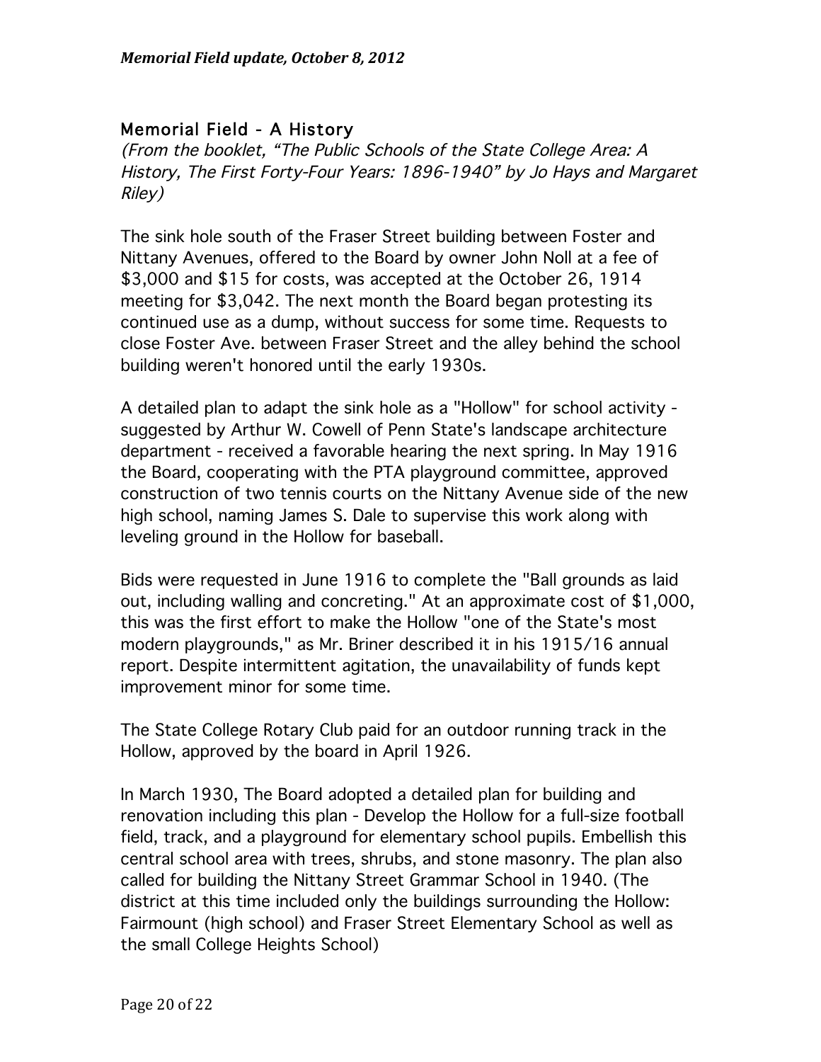## Memorial Field - A History

*(From the booklet, "The Public Schools of the State College Area: A History, The First Forty-Four Years: 1896-1940" by Jo Hays and Margaret Riley)*

The sink hole south of the Fraser Street building between Foster and Nittany Avenues, offered to the Board by owner John Noll at a fee of $3,000 and $15 for costs, was accepted at the October 26, 1914 meeting for $3,042. The next month the Board began protesting its continued use as a dump, without success for some time. Requests to close Foster Ave. between Fraser Street and the alley behind the school building weren't honored until the early 1930s.

A detailed plan to adapt the sink hole as a "Hollow" for school activity - suggested by Arthur W. Cowell of Penn State's landscape architecture department - received a favorable hearing the next spring. In May 1916 the Board, cooperating with the PTA playground committee, approved construction of two tennis courts on the Nittany Avenue side of the new high school, naming James S. Dale to supervise this work along with leveling ground in the Hollow for baseball.

Bids were requested in June 1916 to complete the "Ball grounds as laid out, including walling and concreting." At an approximate cost of $1,000, this was the first effort to make the Hollow "one of the State's most modern playgrounds," as Mr. Briner described it in his 1915/16 annual report. Despite intermittent agitation, the unavailability of funds kept improvement minor for some time.

The State College Rotary Club paid for an outdoor running track in the Hollow, approved by the board in April 1926.

In March 1930, The Board adopted a detailed plan for building and renovation including this plan - Develop the Hollow for a full-size football field, track, and a playground for elementary school pupils. Embellish this central school area with trees, shrubs, and stone masonry. The plan also called for building the Nittany Street Grammar School in 1940. (The district at this time included only the buildings surrounding the Hollow: Fairmount (high school) and Fraser Street Elementary School as well as the small College Heights School)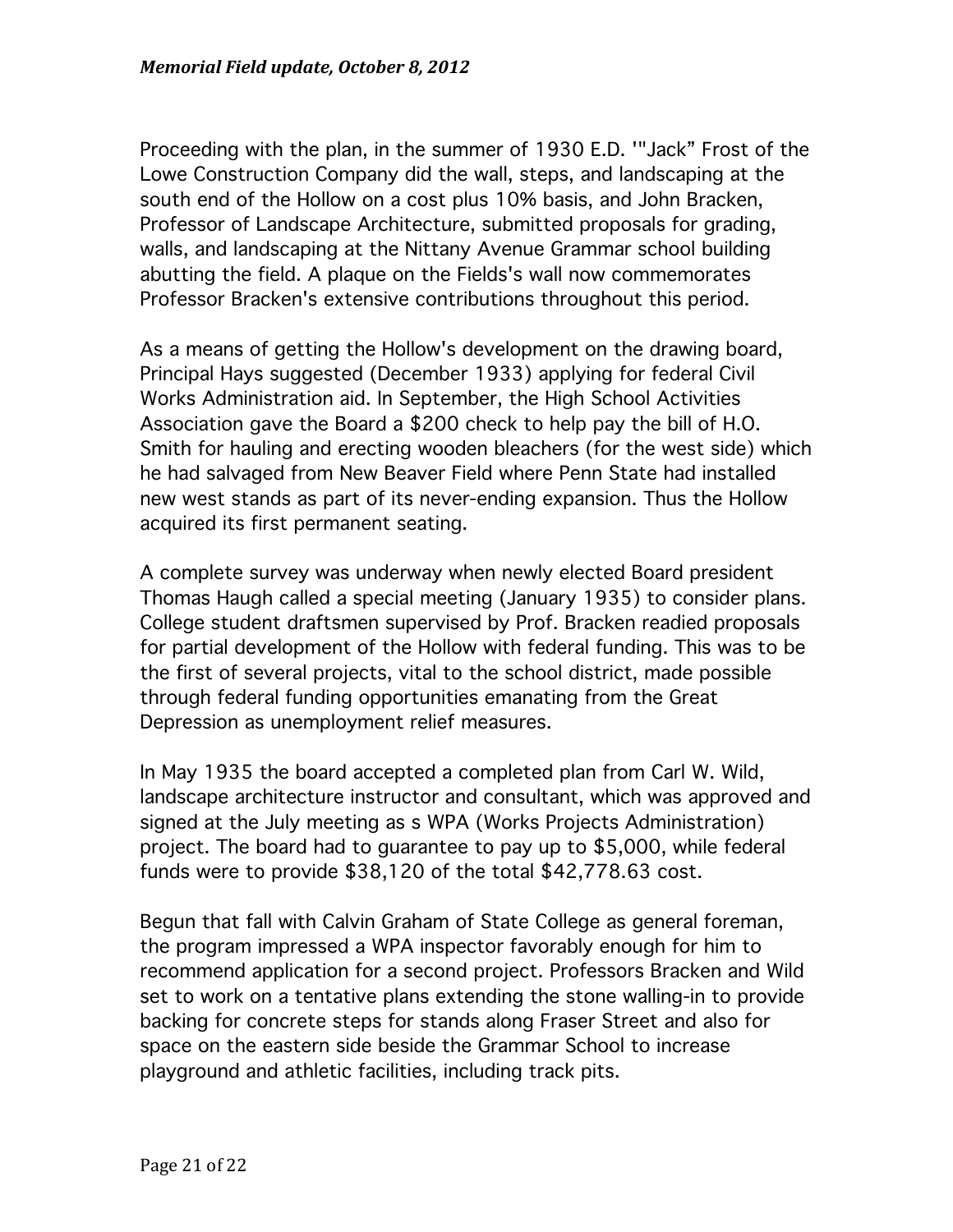Proceeding with the plan, in the summer of 1930 E.D. '"Jack" Frost of the Lowe Construction Company did the wall, steps, and landscaping at the south end of the Hollow on a cost plus 10% basis, and John Bracken, Professor of Landscape Architecture, submitted proposals for grading, walls, and landscaping at the Nittany Avenue Grammar school building abutting the field. A plaque on the Fields's wall now commemorates Professor Bracken's extensive contributions throughout this period.

As a means of getting the Hollow's development on the drawing board, Principal Hays suggested (December 1933) applying for federal Civil Works Administration aid. In September, the High School Activities Association gave the Board a $200 check to help pay the bill of H.O. Smith for hauling and erecting wooden bleachers (for the west side) which he had salvaged from New Beaver Field where Penn State had installed new west stands as part of its never-ending expansion. Thus the Hollow acquired its first permanent seating.

A complete survey was underway when newly elected Board president Thomas Haugh called a special meeting (January 1935) to consider plans. College student draftsmen supervised by Prof. Bracken readied proposals for partial development of the Hollow with federal funding. This was to be the first of several projects, vital to the school district, made possible through federal funding opportunities emanating from the Great Depression as unemployment relief measures.

In May 1935 the board accepted a completed plan from Carl W. Wild, landscape architecture instructor and consultant, which was approved and signed at the July meeting as s WPA (Works Projects Administration) project. The board had to guarantee to pay up to $5,000, while federal funds were to provide $38,120 of the total $42,778.63 cost.

Begun that fall with Calvin Graham of State College as general foreman, the program impressed a WPA inspector favorably enough for him to recommend application for a second project. Professors Bracken and Wild set to work on a tentative plans extending the stone walling-in to provide backing for concrete steps for stands along Fraser Street and also for space on the eastern side beside the Grammar School to increase playground and athletic facilities, including track pits.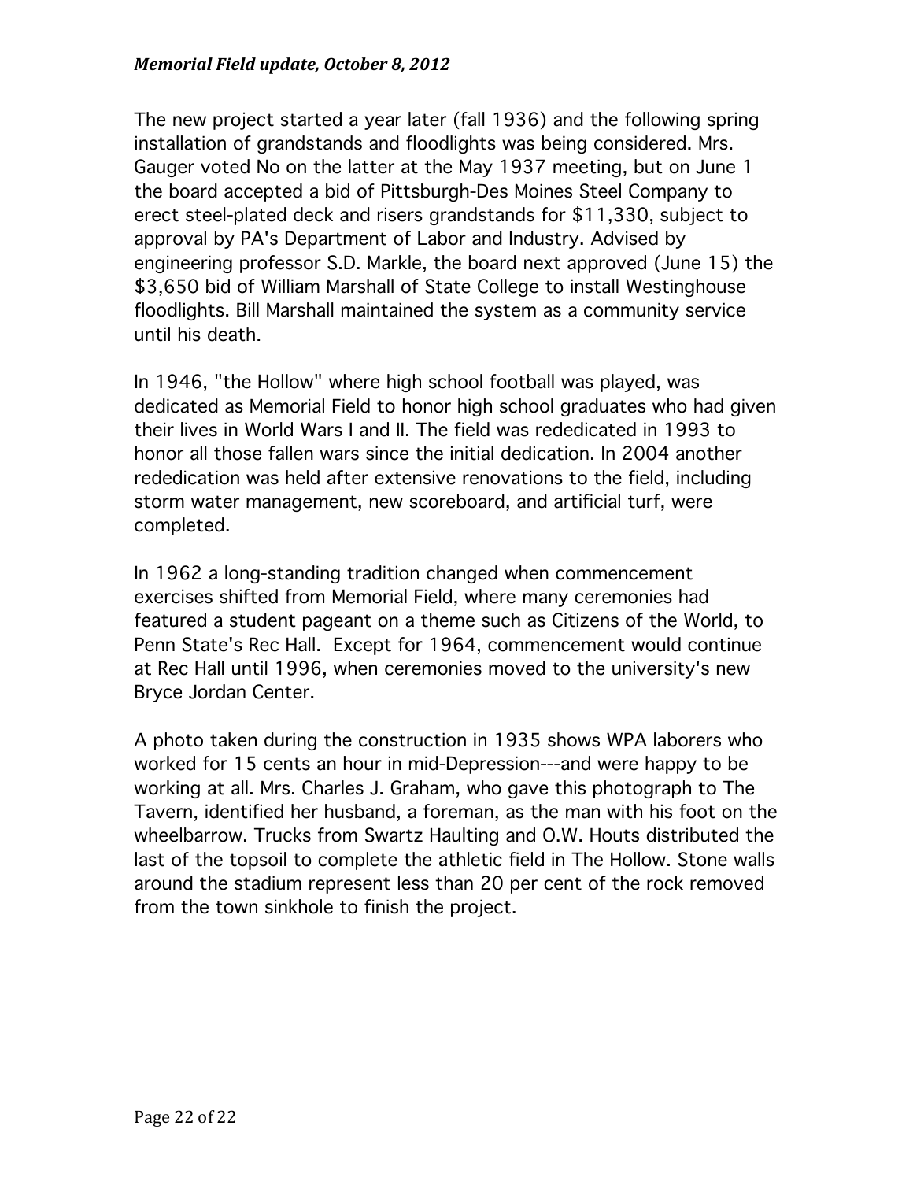The new project started a year later (fall 1936) and the following spring installation of grandstands and floodlights was being considered. Mrs. Gauger voted No on the latter at the May 1937 meeting, but on June 1 the board accepted a bid of Pittsburgh-Des Moines Steel Company to erect steel-plated deck and risers grandstands for $11,330, subject to approval by PA's Department of Labor and Industry. Advised by engineering professor S.D. Markle, the board next approved (June 15) the $3,650 bid of William Marshall of State College to install Westinghouse floodlights. Bill Marshall maintained the system as a community service until his death.

In 1946, "the Hollow" where high school football was played, was dedicated as Memorial Field to honor high school graduates who had given their lives in World Wars I and II. The field was rededicated in 1993 to honor all those fallen wars since the initial dedication. In 2004 another rededication was held after extensive renovations to the field, including storm water management, new scoreboard, and artificial turf, were completed.

In 1962 a long-standing tradition changed when commencement exercises shifted from Memorial Field, where many ceremonies had featured a student pageant on a theme such as Citizens of the World, to Penn State's Rec Hall. Except for 1964, commencement would continue at Rec Hall until 1996, when ceremonies moved to the university's new Bryce Jordan Center.

A photo taken during the construction in 1935 shows WPA laborers who worked for 15 cents an hour in mid-Depression---and were happy to be working at all. Mrs. Charles J. Graham, who gave this photograph to The Tavern, identified her husband, a foreman, as the man with his foot on the wheelbarrow. Trucks from Swartz Haulting and O.W. Houts distributed the last of the topsoil to complete the athletic field in The Hollow. Stone walls around the stadium represent less than 20 per cent of the rock removed from the town sinkhole to finish the project.